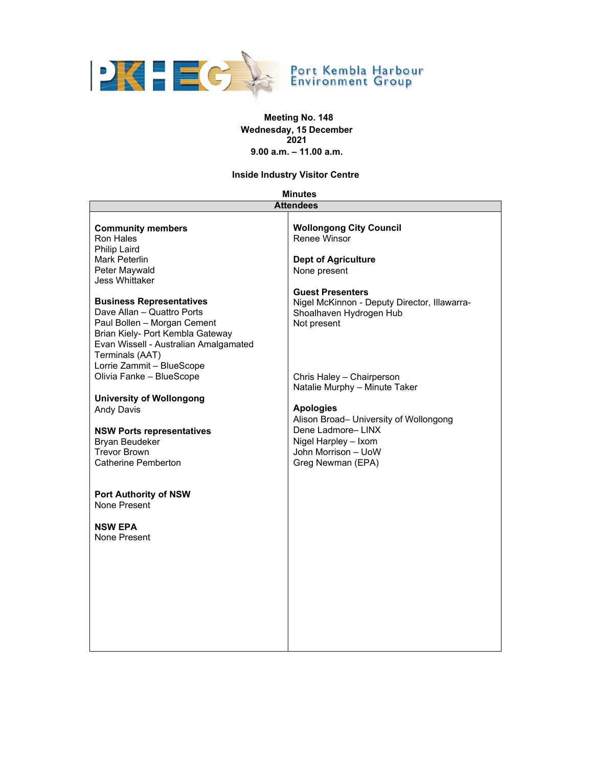Port Kembla Harbour Environment Group

**Meeting No. 148**
**Wednesday, 15 December 2021**
**9.00 a.m. – 11.00 a.m.**

**Inside Industry Visitor Centre**

**Minutes**

**Attendees**

**Community members**
Ron Hales
Philip Laird
Mark Peterlin
Peter Maywald
Jess Whittaker

**Business Representatives**
Dave Allan – Quattro Ports
Paul Bollen – Morgan Cement
Brian Kiely- Port Kembla Gateway
Evan Wissell - Australian Amalgamated Terminals (AAT)
Lorrie Zammit – BlueScope
Olivia Fanke – BlueScope

**University of Wollongong**
Andy Davis

**NSW Ports representatives**
Bryan Beudeker
Trevor Brown
Catherine Pemberton

**Port Authority of NSW**
None Present

**NSW EPA**
None Present

**Wollongong City Council**
Renee Winsor

**Dept of Agriculture**
None present

**Guest Presenters**
Nigel McKinnon - Deputy Director, Illawarra-Shoalhaven Hydrogen Hub
Not present

Chris Haley – Chairperson
Natalie Murphy – Minute Taker

**Apologies**
Alison Broad– University of Wollongong
Dene Ladmore– LINX
Nigel Harpley – Ixom
John Morrison – UoW
Greg Newman (EPA)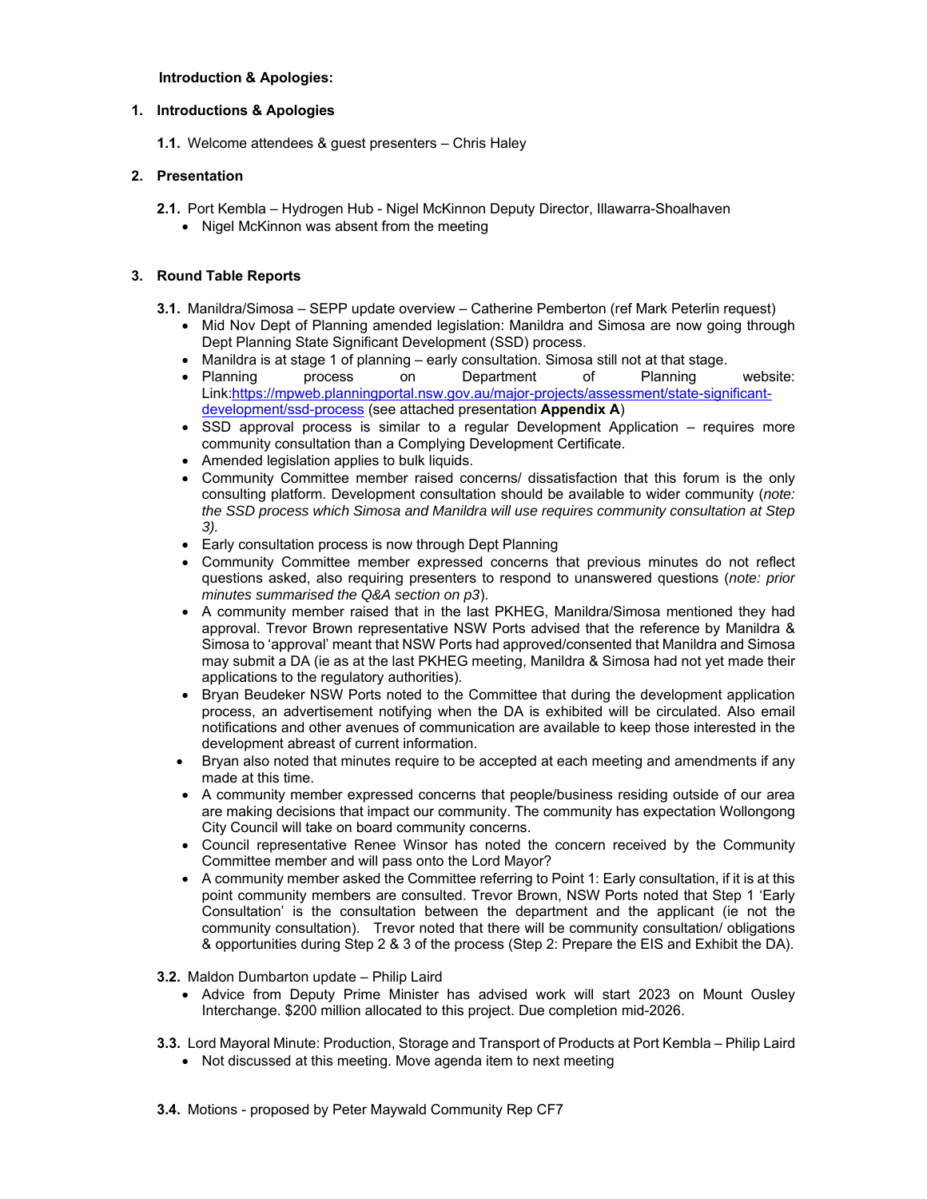**Introduction & Apologies:**

1. **Introductions & Apologies**

   **1.1.** Welcome attendees & guest presenters – Chris Haley

2. **Presentation**

   **2.1.** Port Kembla – Hydrogen Hub - Nigel McKinnon Deputy Director, Illawarra-Shoalhaven
   - Nigel McKinnon was absent from the meeting

3. **Round Table Reports**

   **3.1.** Manildra/Simosa – SEPP update overview – Catherine Pemberton (ref Mark Peterlin request)
   - Mid Nov Dept of Planning amended legislation: Manildra and Simosa are now going through Dept Planning State Significant Development (SSD) process.
   - Manildra is at stage 1 of planning – early consultation. Simosa still not at that stage.
   - Planning process on Department of Planning website: Link:[https://mpweb.planningportal.nsw.gov.au/major-projects/assessment/state-significant-development/ssd-process](https://mpweb.planningportal.nsw.gov.au/major-projects/assessment/state-significant-development/ssd-process) (see attached presentation **Appendix A**)
   - SSD approval process is similar to a regular Development Application – requires more community consultation than a Complying Development Certificate.
   - Amended legislation applies to bulk liquids.
   - Community Committee member raised concerns/ dissatisfaction that this forum is the only consulting platform. Development consultation should be available to wider community (*note: the SSD process which Simosa and Manildra will use requires community consultation at Step 3).*
   - Early consultation process is now through Dept Planning
   - Community Committee member expressed concerns that previous minutes do not reflect questions asked, also requiring presenters to respond to unanswered questions (*note: prior minutes summarised the Q&A section on p3*).
   - A community member raised that in the last PKHEG, Manildra/Simosa mentioned they had approval. Trevor Brown representative NSW Ports advised that the reference by Manildra & Simosa to 'approval' meant that NSW Ports had approved/consented that Manildra and Simosa may submit a DA (ie as at the last PKHEG meeting, Manildra & Simosa had not yet made their applications to the regulatory authorities).
   - Bryan Beudeker NSW Ports noted to the Committee that during the development application process, an advertisement notifying when the DA is exhibited will be circulated. Also email notifications and other avenues of communication are available to keep those interested in the development abreast of current information.
   - Bryan also noted that minutes require to be accepted at each meeting and amendments if any made at this time.
   - A community member expressed concerns that people/business residing outside of our area are making decisions that impact our community. The community has expectation Wollongong City Council will take on board community concerns.
   - Council representative Renee Winsor has noted the concern received by the Community Committee member and will pass onto the Lord Mayor?
   - A community member asked the Committee referring to Point 1: Early consultation, if it is at this point community members are consulted. Trevor Brown, NSW Ports noted that Step 1 'Early Consultation' is the consultation between the department and the applicant (ie not the community consultation). Trevor noted that there will be community consultation/ obligations & opportunities during Step 2 & 3 of the process (Step 2: Prepare the EIS and Exhibit the DA).

   **3.2.** Maldon Dumbarton update – Philip Laird
   - Advice from Deputy Prime Minister has advised work will start 2023 on Mount Ousley Interchange. $200 million allocated to this project. Due completion mid-2026.

   **3.3.** Lord Mayoral Minute: Production, Storage and Transport of Products at Port Kembla – Philip Laird
   - Not discussed at this meeting. Move agenda item to next meeting

   **3.4.** Motions - proposed by Peter Maywald Community Rep CF7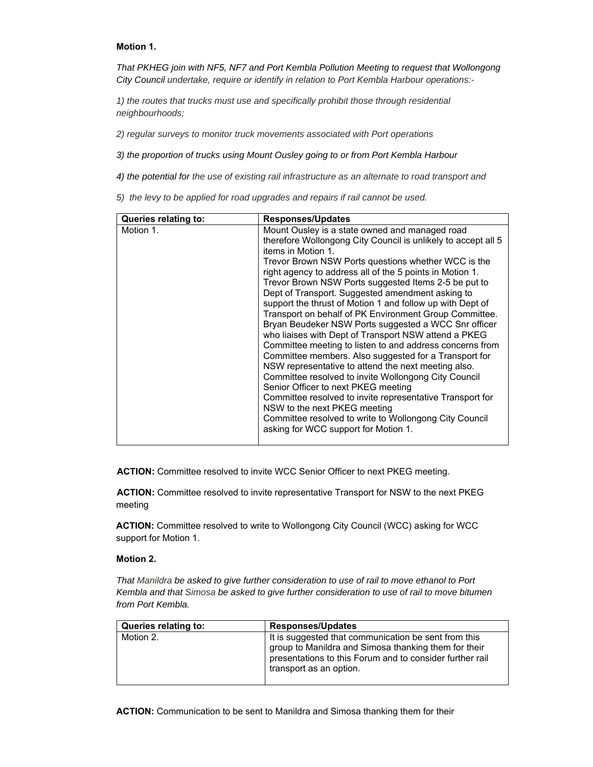**Motion 1.**

*That PKHEG join with NF5, NF7 and Port Kembla Pollution Meeting to request that Wollongong City Council undertake, require or identify in relation to Port Kembla Harbour operations:-*

*1) the routes that trucks must use and specifically prohibit those through residential neighbourhoods;*

*2) regular surveys to monitor truck movements associated with Port operations*

*3) the proportion of trucks using Mount Ousley going to or from Port Kembla Harbour*

*4) the potential for the use of existing rail infrastructure as an alternate to road transport and*

*5) the levy to be applied for road upgrades and repairs if rail cannot be used.*

| Queries relating to: | Responses/Updates |
|---|---|
| Motion 1. | Mount Ousley is a state owned and managed road therefore Wollongong City Council is unlikely to accept all 5 items in Motion 1.<br>Trevor Brown NSW Ports questions whether WCC is the right agency to address all of the 5 points in Motion 1.<br>Trevor Brown NSW Ports suggested Items 2-5 be put to Dept of Transport. Suggested amendment asking to support the thrust of Motion 1 and follow up with Dept of Transport on behalf of PK Environment Group Committee.<br>Bryan Beudeker NSW Ports suggested a WCC Snr officer who liaises with Dept of Transport NSW attend a PKEG Committee meeting to listen to and address concerns from Committee members. Also suggested for a Transport for NSW representative to attend the next meeting also.<br>Committee resolved to invite Wollongong City Council Senior Officer to next PKEG meeting<br>Committee resolved to invite representative Transport for NSW to the next PKEG meeting<br>Committee resolved to write to Wollongong City Council asking for WCC support for Motion 1. |

**ACTION:** Committee resolved to invite WCC Senior Officer to next PKEG meeting.

**ACTION:** Committee resolved to invite representative Transport for NSW to the next PKEG meeting

**ACTION:** Committee resolved to write to Wollongong City Council (WCC) asking for WCC support for Motion 1.

**Motion 2.**

*That Manildra be asked to give further consideration to use of rail to move ethanol to Port Kembla and that Simosa be asked to give further consideration to use of rail to move bitumen from Port Kembla.*

| Queries relating to: | Responses/Updates |
|---|---|
| Motion 2. | It is suggested that communication be sent from this group to Manildra and Simosa thanking them for their presentations to this Forum and to consider further rail transport as an option. |

**ACTION:** Communication to be sent to Manildra and Simosa thanking them for their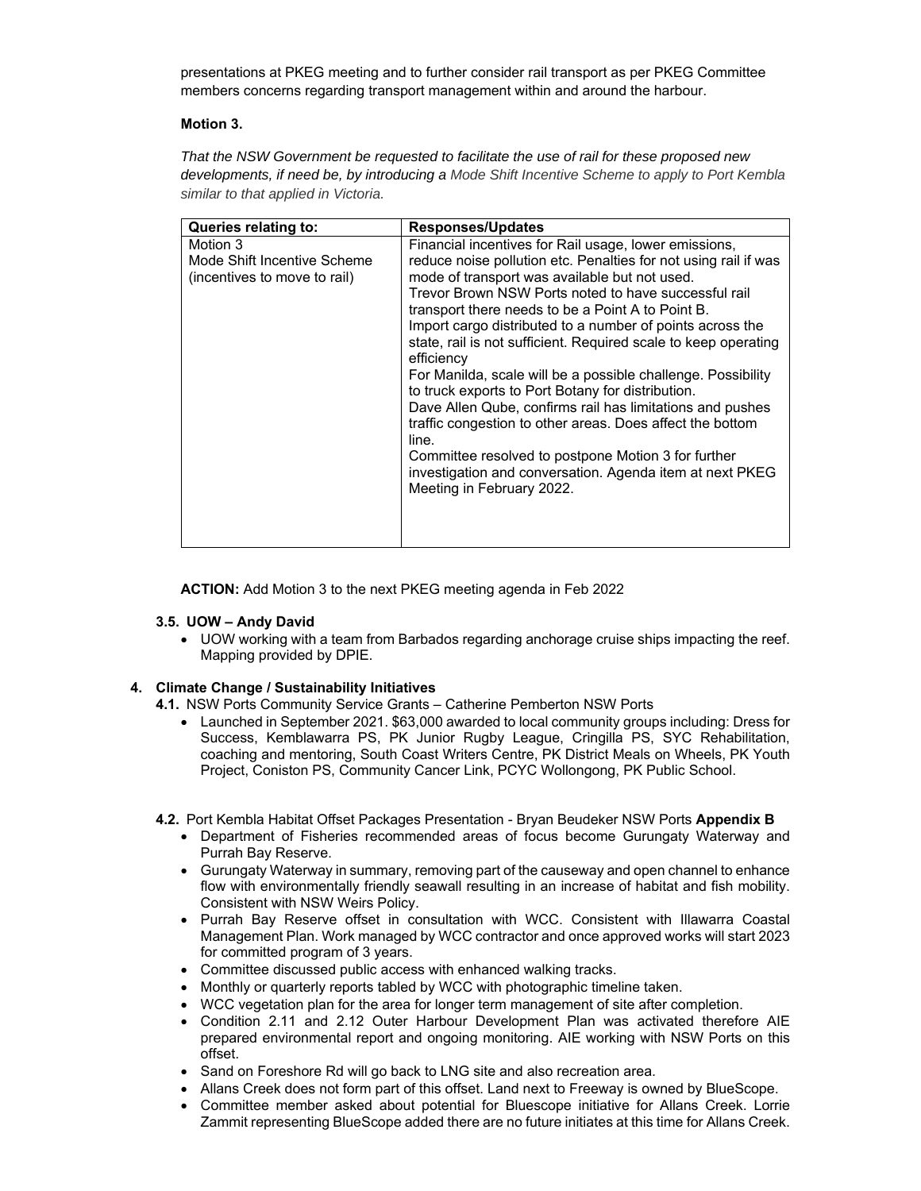presentations at PKEG meeting and to further consider rail transport as per PKEG Committee members concerns regarding transport management within and around the harbour.

**Motion 3.**

*That the NSW Government be requested to facilitate the use of rail for these proposed new developments, if need be, by introducing a Mode Shift Incentive Scheme to apply to Port Kembla similar to that applied in Victoria.*

| Queries relating to: | Responses/Updates |
|---|---|
| Motion 3<br>Mode Shift Incentive Scheme (incentives to move to rail) | Financial incentives for Rail usage, lower emissions, reduce noise pollution etc. Penalties for not using rail if was mode of transport was available but not used.<br>Trevor Brown NSW Ports noted to have successful rail transport there needs to be a Point A to Point B.<br>Import cargo distributed to a number of points across the state, rail is not sufficient. Required scale to keep operating efficiency<br>For Manilda, scale will be a possible challenge. Possibility to truck exports to Port Botany for distribution.<br>Dave Allen Qube, confirms rail has limitations and pushes traffic congestion to other areas. Does affect the bottom line.<br>Committee resolved to postpone Motion 3 for further investigation and conversation. Agenda item at next PKEG Meeting in February 2022. |

**ACTION:** Add Motion 3 to the next PKEG meeting agenda in Feb 2022

### 3.5. UOW – Andy David

- UOW working with a team from Barbados regarding anchorage cruise ships impacting the reef. Mapping provided by DPIE.

## 4. Climate Change / Sustainability Initiatives

**4.1.** NSW Ports Community Service Grants – Catherine Pemberton NSW Ports

- Launched in September 2021. $63,000 awarded to local community groups including: Dress for Success, Kemblawarra PS, PK Junior Rugby League, Cringilla PS, SYC Rehabilitation, coaching and mentoring, South Coast Writers Centre, PK District Meals on Wheels, PK Youth Project, Coniston PS, Community Cancer Link, PCYC Wollongong, PK Public School.

**4.2.** Port Kembla Habitat Offset Packages Presentation - Bryan Beudeker NSW Ports **Appendix B**

- Department of Fisheries recommended areas of focus become Gurungaty Waterway and Purrah Bay Reserve.
- Gurungaty Waterway in summary, removing part of the causeway and open channel to enhance flow with environmentally friendly seawall resulting in an increase of habitat and fish mobility. Consistent with NSW Weirs Policy.
- Purrah Bay Reserve offset in consultation with WCC. Consistent with Illawarra Coastal Management Plan. Work managed by WCC contractor and once approved works will start 2023 for committed program of 3 years.
- Committee discussed public access with enhanced walking tracks.
- Monthly or quarterly reports tabled by WCC with photographic timeline taken.
- WCC vegetation plan for the area for longer term management of site after completion.
- Condition 2.11 and 2.12 Outer Harbour Development Plan was activated therefore AIE prepared environmental report and ongoing monitoring. AIE working with NSW Ports on this offset.
- Sand on Foreshore Rd will go back to LNG site and also recreation area.
- Allans Creek does not form part of this offset. Land next to Freeway is owned by BlueScope.
- Committee member asked about potential for Bluescope initiative for Allans Creek. Lorrie Zammit representing BlueScope added there are no future initiates at this time for Allans Creek.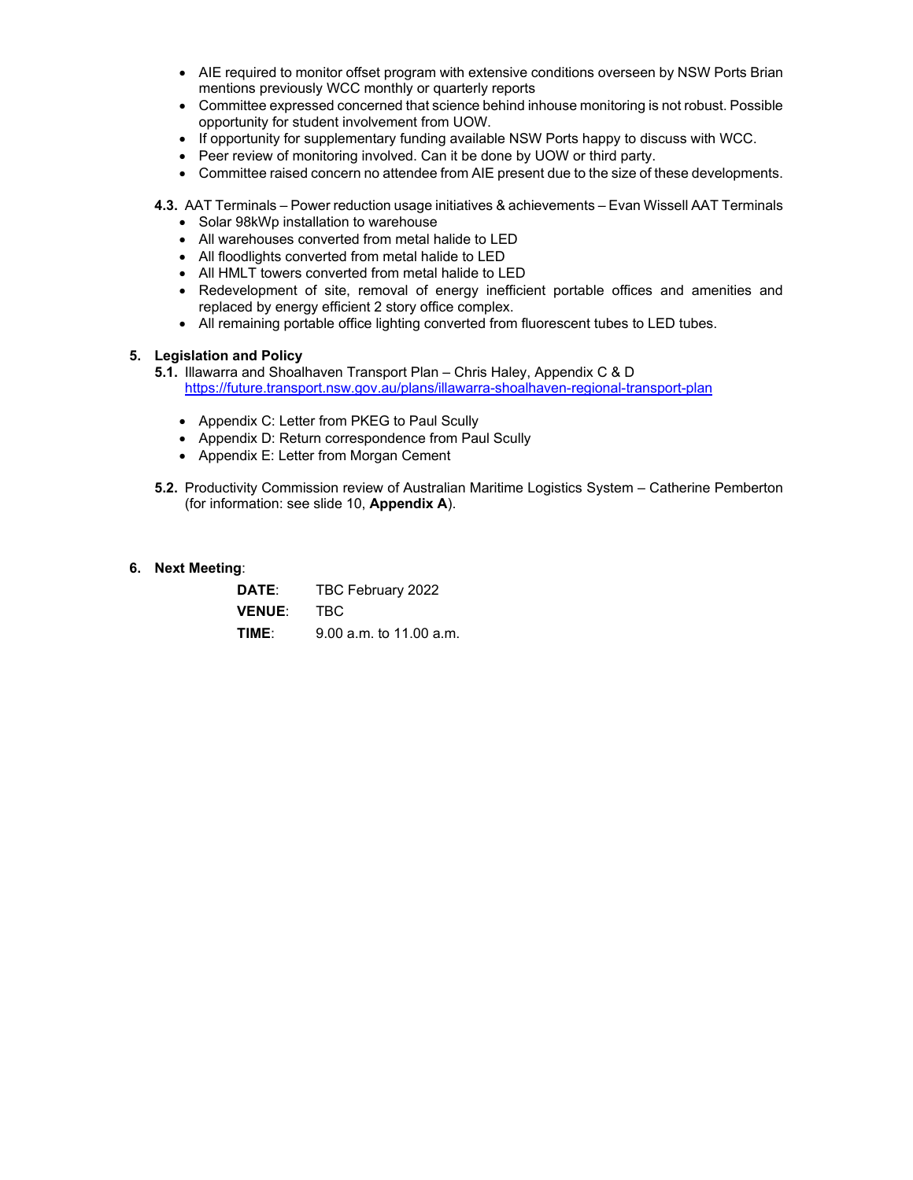- AIE required to monitor offset program with extensive conditions overseen by NSW Ports Brian mentions previously WCC monthly or quarterly reports
- Committee expressed concerned that science behind inhouse monitoring is not robust. Possible opportunity for student involvement from UOW.
- If opportunity for supplementary funding available NSW Ports happy to discuss with WCC.
- Peer review of monitoring involved. Can it be done by UOW or third party.
- Committee raised concern no attendee from AIE present due to the size of these developments.

**4.3.** AAT Terminals – Power reduction usage initiatives & achievements – Evan Wissell AAT Terminals

- Solar 98kWp installation to warehouse
- All warehouses converted from metal halide to LED
- All floodlights converted from metal halide to LED
- All HMLT towers converted from metal halide to LED
- Redevelopment of site, removal of energy inefficient portable offices and amenities and replaced by energy efficient 2 story office complex.
- All remaining portable office lighting converted from fluorescent tubes to LED tubes.

## 5. Legislation and Policy

**5.1.** Illawarra and Shoalhaven Transport Plan – Chris Haley, Appendix C & D
https://future.transport.nsw.gov.au/plans/illawarra-shoalhaven-regional-transport-plan

- Appendix C: Letter from PKEG to Paul Scully
- Appendix D: Return correspondence from Paul Scully
- Appendix E: Letter from Morgan Cement

**5.2.** Productivity Commission review of Australian Maritime Logistics System – Catherine Pemberton (for information: see slide 10, **Appendix A**).

## 6. Next Meeting:

**DATE**: TBC February 2022

**VENUE**: TBC

**TIME**: 9.00 a.m. to 11.00 a.m.